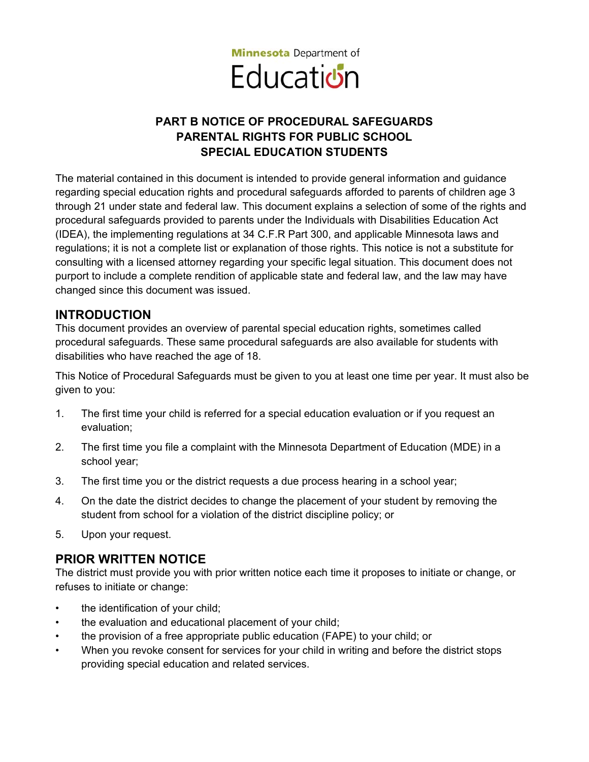Minnesota Department of Education

# PART B NOTICE OF PROCEDURAL SAFEGUARDS PARENTAL RIGHTS FOR PUBLIC SCHOOL SPECIAL EDUCATION STUDENTS

The material contained in this document is intended to provide general information and guidance regarding special education rights and procedural safeguards afforded to parents of children age 3 through 21 under state and federal law. This document explains a selection of some of the rights and procedural safeguards provided to parents under the Individuals with Disabilities Education Act (IDEA), the implementing regulations at 34 C.F.R Part 300, and applicable Minnesota laws and regulations; it is not a complete list or explanation of those rights. This notice is not a substitute for consulting with a licensed attorney regarding your specific legal situation. This document does not purport to include a complete rendition of applicable state and federal law, and the law may have changed since this document was issued.

## INTRODUCTION

This document provides an overview of parental special education rights, sometimes called procedural safeguards. These same procedural safeguards are also available for students with disabilities who have reached the age of 18.

This Notice of Procedural Safeguards must be given to you at least one time per year. It must also be given to you:

1. The first time your child is referred for a special education evaluation or if you request an evaluation;
2. The first time you file a complaint with the Minnesota Department of Education (MDE) in a school year;
3. The first time you or the district requests a due process hearing in a school year;
4. On the date the district decides to change the placement of your student by removing the student from school for a violation of the district discipline policy; or
5. Upon your request.

## PRIOR WRITTEN NOTICE

The district must provide you with prior written notice each time it proposes to initiate or change, or refuses to initiate or change:

- the identification of your child;
- the evaluation and educational placement of your child;
- the provision of a free appropriate public education (FAPE) to your child; or
- When you revoke consent for services for your child in writing and before the district stops providing special education and related services.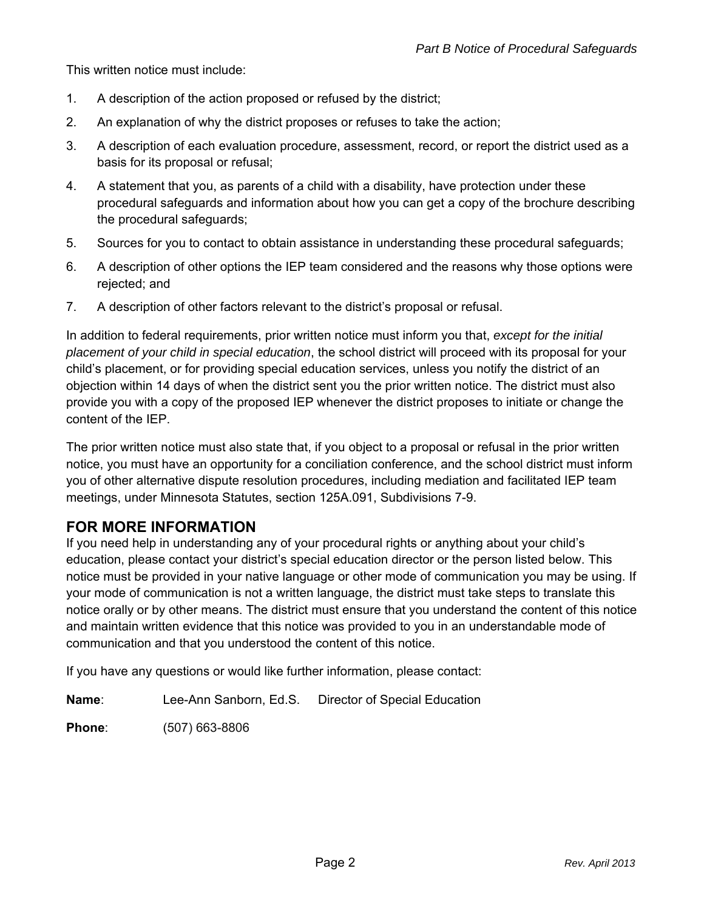This written notice must include:

1. A description of the action proposed or refused by the district;
2. An explanation of why the district proposes or refuses to take the action;
3. A description of each evaluation procedure, assessment, record, or report the district used as a basis for its proposal or refusal;
4. A statement that you, as parents of a child with a disability, have protection under these procedural safeguards and information about how you can get a copy of the brochure describing the procedural safeguards;
5. Sources for you to contact to obtain assistance in understanding these procedural safeguards;
6. A description of other options the IEP team considered and the reasons why those options were rejected; and
7. A description of other factors relevant to the district's proposal or refusal.

In addition to federal requirements, prior written notice must inform you that, *except for the initial placement of your child in special education*, the school district will proceed with its proposal for your child's placement, or for providing special education services, unless you notify the district of an objection within 14 days of when the district sent you the prior written notice. The district must also provide you with a copy of the proposed IEP whenever the district proposes to initiate or change the content of the IEP.

The prior written notice must also state that, if you object to a proposal or refusal in the prior written notice, you must have an opportunity for a conciliation conference, and the school district must inform you of other alternative dispute resolution procedures, including mediation and facilitated IEP team meetings, under Minnesota Statutes, section 125A.091, Subdivisions 7-9.

## FOR MORE INFORMATION

If you need help in understanding any of your procedural rights or anything about your child's education, please contact your district's special education director or the person listed below. This notice must be provided in your native language or other mode of communication you may be using. If your mode of communication is not a written language, the district must take steps to translate this notice orally or by other means. The district must ensure that you understand the content of this notice and maintain written evidence that this notice was provided to you in an understandable mode of communication and that you understood the content of this notice.

If you have any questions or would like further information, please contact:

**Name**: Lee-Ann Sanborn, Ed.S. Director of Special Education

**Phone**: (507) 663-8806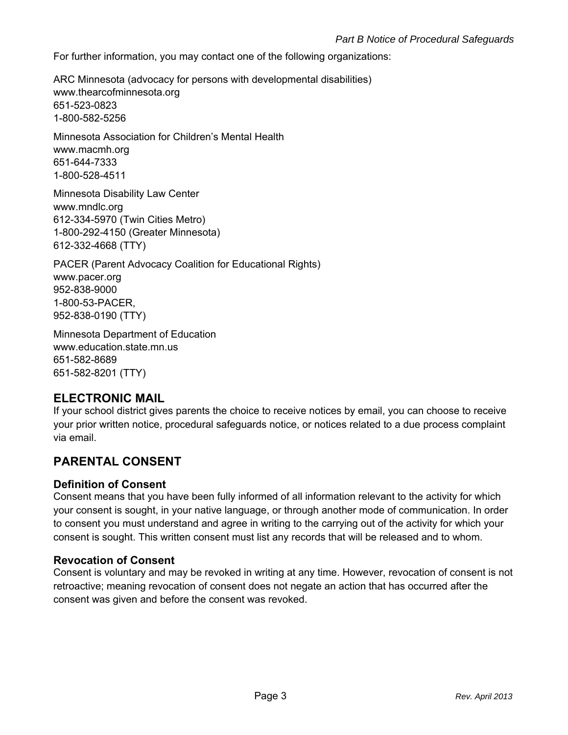For further information, you may contact one of the following organizations:

ARC Minnesota (advocacy for persons with developmental disabilities)
www.thearcofminnesota.org
651-523-0823
1-800-582-5256

Minnesota Association for Children's Mental Health
www.macmh.org
651-644-7333
1-800-528-4511

Minnesota Disability Law Center
www.mndlc.org
612-334-5970 (Twin Cities Metro)
1-800-292-4150 (Greater Minnesota)
612-332-4668 (TTY)

PACER (Parent Advocacy Coalition for Educational Rights)
www.pacer.org
952-838-9000
1-800-53-PACER,
952-838-0190 (TTY)

Minnesota Department of Education
www.education.state.mn.us
651-582-8689
651-582-8201 (TTY)

## ELECTRONIC MAIL

If your school district gives parents the choice to receive notices by email, you can choose to receive your prior written notice, procedural safeguards notice, or notices related to a due process complaint via email.

## PARENTAL CONSENT

### Definition of Consent

Consent means that you have been fully informed of all information relevant to the activity for which your consent is sought, in your native language, or through another mode of communication. In order to consent you must understand and agree in writing to the carrying out of the activity for which your consent is sought. This written consent must list any records that will be released and to whom.

### Revocation of Consent

Consent is voluntary and may be revoked in writing at any time. However, revocation of consent is not retroactive; meaning revocation of consent does not negate an action that has occurred after the consent was given and before the consent was revoked.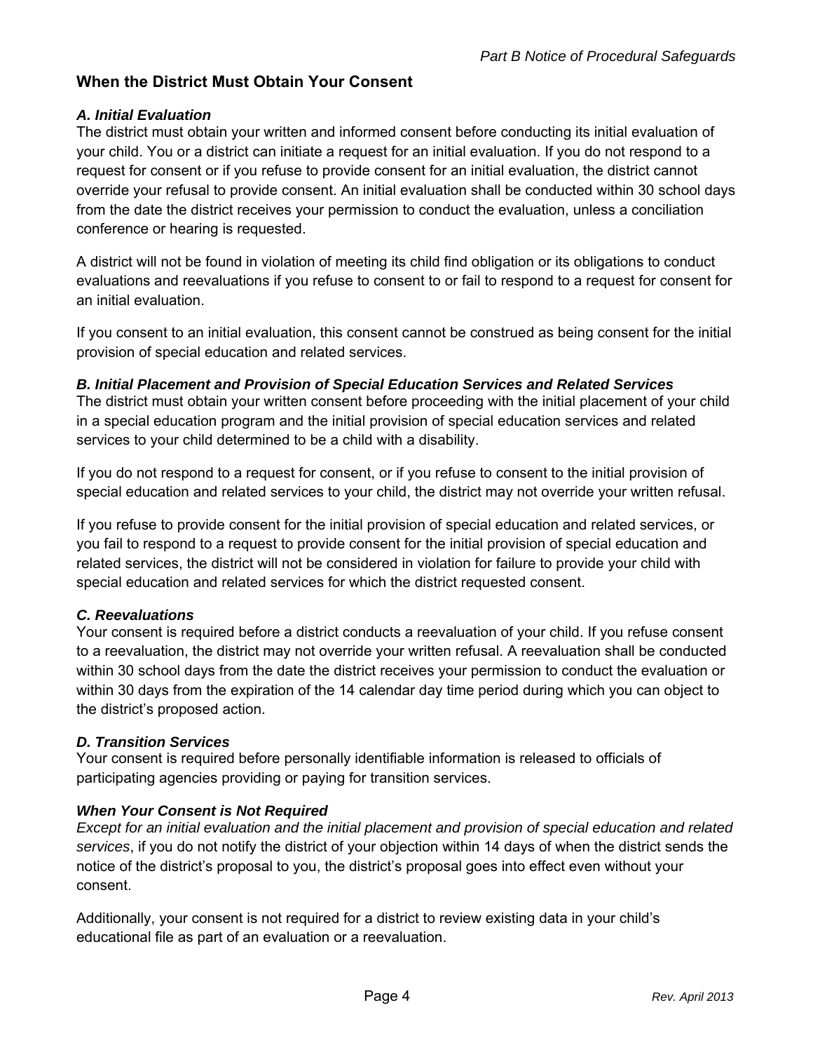## When the District Must Obtain Your Consent

### *A. Initial Evaluation*

The district must obtain your written and informed consent before conducting its initial evaluation of your child. You or a district can initiate a request for an initial evaluation. If you do not respond to a request for consent or if you refuse to provide consent for an initial evaluation, the district cannot override your refusal to provide consent. An initial evaluation shall be conducted within 30 school days from the date the district receives your permission to conduct the evaluation, unless a conciliation conference or hearing is requested.

A district will not be found in violation of meeting its child find obligation or its obligations to conduct evaluations and reevaluations if you refuse to consent to or fail to respond to a request for consent for an initial evaluation.

If you consent to an initial evaluation, this consent cannot be construed as being consent for the initial provision of special education and related services.

### *B. Initial Placement and Provision of Special Education Services and Related Services*

The district must obtain your written consent before proceeding with the initial placement of your child in a special education program and the initial provision of special education services and related services to your child determined to be a child with a disability.

If you do not respond to a request for consent, or if you refuse to consent to the initial provision of special education and related services to your child, the district may not override your written refusal.

If you refuse to provide consent for the initial provision of special education and related services, or you fail to respond to a request to provide consent for the initial provision of special education and related services, the district will not be considered in violation for failure to provide your child with special education and related services for which the district requested consent.

### *C. Reevaluations*

Your consent is required before a district conducts a reevaluation of your child. If you refuse consent to a reevaluation, the district may not override your written refusal. A reevaluation shall be conducted within 30 school days from the date the district receives your permission to conduct the evaluation or within 30 days from the expiration of the 14 calendar day time period during which you can object to the district's proposed action.

### *D. Transition Services*

Your consent is required before personally identifiable information is released to officials of participating agencies providing or paying for transition services.

### *When Your Consent is Not Required*

*Except for an initial evaluation and the initial placement and provision of special education and related services*, if you do not notify the district of your objection within 14 days of when the district sends the notice of the district's proposal to you, the district's proposal goes into effect even without your consent.

Additionally, your consent is not required for a district to review existing data in your child's educational file as part of an evaluation or a reevaluation.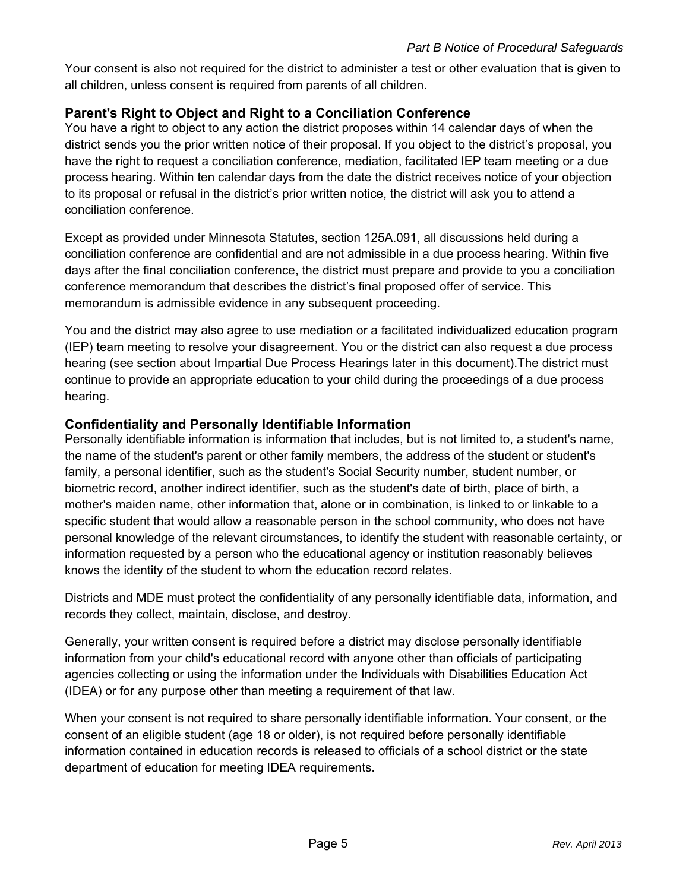Your consent is also not required for the district to administer a test or other evaluation that is given to all children, unless consent is required from parents of all children.

### Parent's Right to Object and Right to a Conciliation Conference

You have a right to object to any action the district proposes within 14 calendar days of when the district sends you the prior written notice of their proposal. If you object to the district's proposal, you have the right to request a conciliation conference, mediation, facilitated IEP team meeting or a due process hearing. Within ten calendar days from the date the district receives notice of your objection to its proposal or refusal in the district's prior written notice, the district will ask you to attend a conciliation conference.

Except as provided under Minnesota Statutes, section 125A.091, all discussions held during a conciliation conference are confidential and are not admissible in a due process hearing. Within five days after the final conciliation conference, the district must prepare and provide to you a conciliation conference memorandum that describes the district's final proposed offer of service. This memorandum is admissible evidence in any subsequent proceeding.

You and the district may also agree to use mediation or a facilitated individualized education program (IEP) team meeting to resolve your disagreement. You or the district can also request a due process hearing (see section about Impartial Due Process Hearings later in this document).The district must continue to provide an appropriate education to your child during the proceedings of a due process hearing.

### Confidentiality and Personally Identifiable Information

Personally identifiable information is information that includes, but is not limited to, a student's name, the name of the student's parent or other family members, the address of the student or student's family, a personal identifier, such as the student's Social Security number, student number, or biometric record, another indirect identifier, such as the student's date of birth, place of birth, a mother's maiden name, other information that, alone or in combination, is linked to or linkable to a specific student that would allow a reasonable person in the school community, who does not have personal knowledge of the relevant circumstances, to identify the student with reasonable certainty, or information requested by a person who the educational agency or institution reasonably believes knows the identity of the student to whom the education record relates.

Districts and MDE must protect the confidentiality of any personally identifiable data, information, and records they collect, maintain, disclose, and destroy.

Generally, your written consent is required before a district may disclose personally identifiable information from your child's educational record with anyone other than officials of participating agencies collecting or using the information under the Individuals with Disabilities Education Act (IDEA) or for any purpose other than meeting a requirement of that law.

When your consent is not required to share personally identifiable information. Your consent, or the consent of an eligible student (age 18 or older), is not required before personally identifiable information contained in education records is released to officials of a school district or the state department of education for meeting IDEA requirements.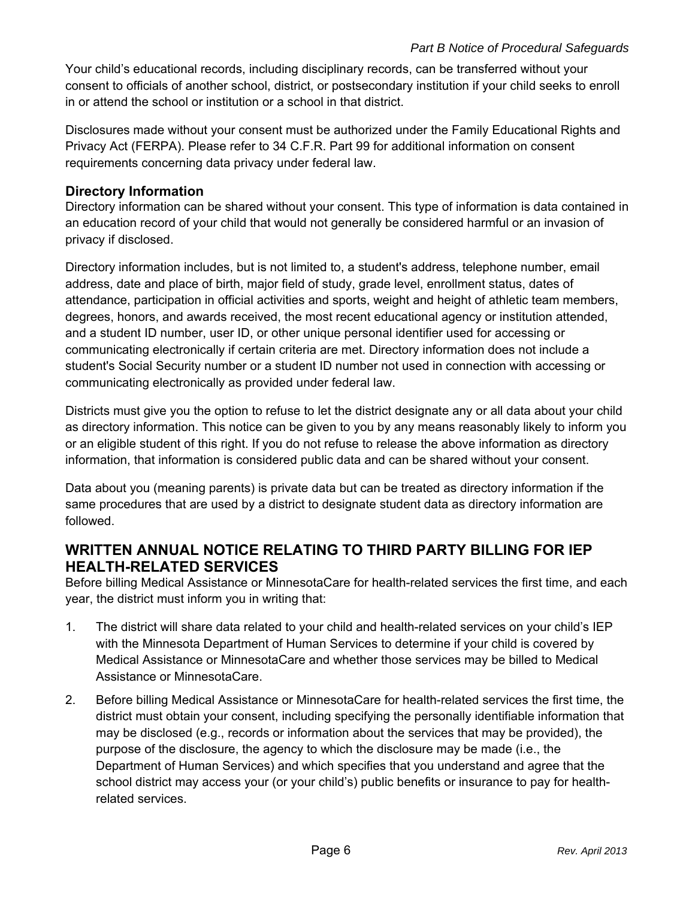Your child's educational records, including disciplinary records, can be transferred without your consent to officials of another school, district, or postsecondary institution if your child seeks to enroll in or attend the school or institution or a school in that district.

Disclosures made without your consent must be authorized under the Family Educational Rights and Privacy Act (FERPA). Please refer to 34 C.F.R. Part 99 for additional information on consent requirements concerning data privacy under federal law.

### Directory Information

Directory information can be shared without your consent. This type of information is data contained in an education record of your child that would not generally be considered harmful or an invasion of privacy if disclosed.

Directory information includes, but is not limited to, a student's address, telephone number, email address, date and place of birth, major field of study, grade level, enrollment status, dates of attendance, participation in official activities and sports, weight and height of athletic team members, degrees, honors, and awards received, the most recent educational agency or institution attended, and a student ID number, user ID, or other unique personal identifier used for accessing or communicating electronically if certain criteria are met. Directory information does not include a student's Social Security number or a student ID number not used in connection with accessing or communicating electronically as provided under federal law.

Districts must give you the option to refuse to let the district designate any or all data about your child as directory information. This notice can be given to you by any means reasonably likely to inform you or an eligible student of this right. If you do not refuse to release the above information as directory information, that information is considered public data and can be shared without your consent.

Data about you (meaning parents) is private data but can be treated as directory information if the same procedures that are used by a district to designate student data as directory information are followed.

## WRITTEN ANNUAL NOTICE RELATING TO THIRD PARTY BILLING FOR IEP HEALTH-RELATED SERVICES

Before billing Medical Assistance or MinnesotaCare for health-related services the first time, and each year, the district must inform you in writing that:

1. The district will share data related to your child and health-related services on your child's IEP with the Minnesota Department of Human Services to determine if your child is covered by Medical Assistance or MinnesotaCare and whether those services may be billed to Medical Assistance or MinnesotaCare.
2. Before billing Medical Assistance or MinnesotaCare for health-related services the first time, the district must obtain your consent, including specifying the personally identifiable information that may be disclosed (e.g., records or information about the services that may be provided), the purpose of the disclosure, the agency to which the disclosure may be made (i.e., the Department of Human Services) and which specifies that you understand and agree that the school district may access your (or your child's) public benefits or insurance to pay for health-related services.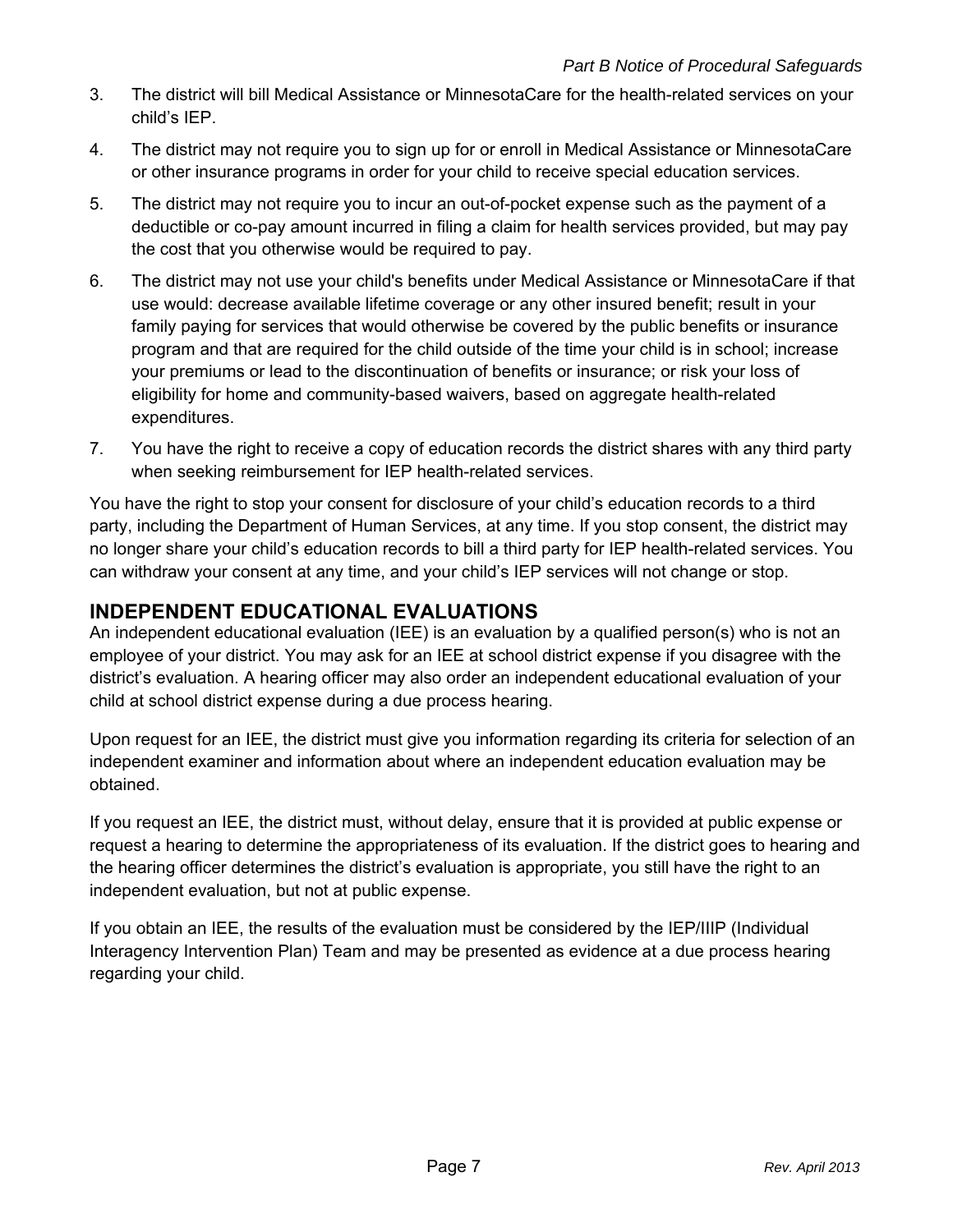3. The district will bill Medical Assistance or MinnesotaCare for the health-related services on your child's IEP.
4. The district may not require you to sign up for or enroll in Medical Assistance or MinnesotaCare or other insurance programs in order for your child to receive special education services.
5. The district may not require you to incur an out-of-pocket expense such as the payment of a deductible or co-pay amount incurred in filing a claim for health services provided, but may pay the cost that you otherwise would be required to pay.
6. The district may not use your child's benefits under Medical Assistance or MinnesotaCare if that use would: decrease available lifetime coverage or any other insured benefit; result in your family paying for services that would otherwise be covered by the public benefits or insurance program and that are required for the child outside of the time your child is in school; increase your premiums or lead to the discontinuation of benefits or insurance; or risk your loss of eligibility for home and community-based waivers, based on aggregate health-related expenditures.
7. You have the right to receive a copy of education records the district shares with any third party when seeking reimbursement for IEP health-related services.

You have the right to stop your consent for disclosure of your child's education records to a third party, including the Department of Human Services, at any time. If you stop consent, the district may no longer share your child's education records to bill a third party for IEP health-related services. You can withdraw your consent at any time, and your child's IEP services will not change or stop.

## INDEPENDENT EDUCATIONAL EVALUATIONS

An independent educational evaluation (IEE) is an evaluation by a qualified person(s) who is not an employee of your district. You may ask for an IEE at school district expense if you disagree with the district's evaluation. A hearing officer may also order an independent educational evaluation of your child at school district expense during a due process hearing.

Upon request for an IEE, the district must give you information regarding its criteria for selection of an independent examiner and information about where an independent education evaluation may be obtained.

If you request an IEE, the district must, without delay, ensure that it is provided at public expense or request a hearing to determine the appropriateness of its evaluation. If the district goes to hearing and the hearing officer determines the district's evaluation is appropriate, you still have the right to an independent evaluation, but not at public expense.

If you obtain an IEE, the results of the evaluation must be considered by the IEP/IIIP (Individual Interagency Intervention Plan) Team and may be presented as evidence at a due process hearing regarding your child.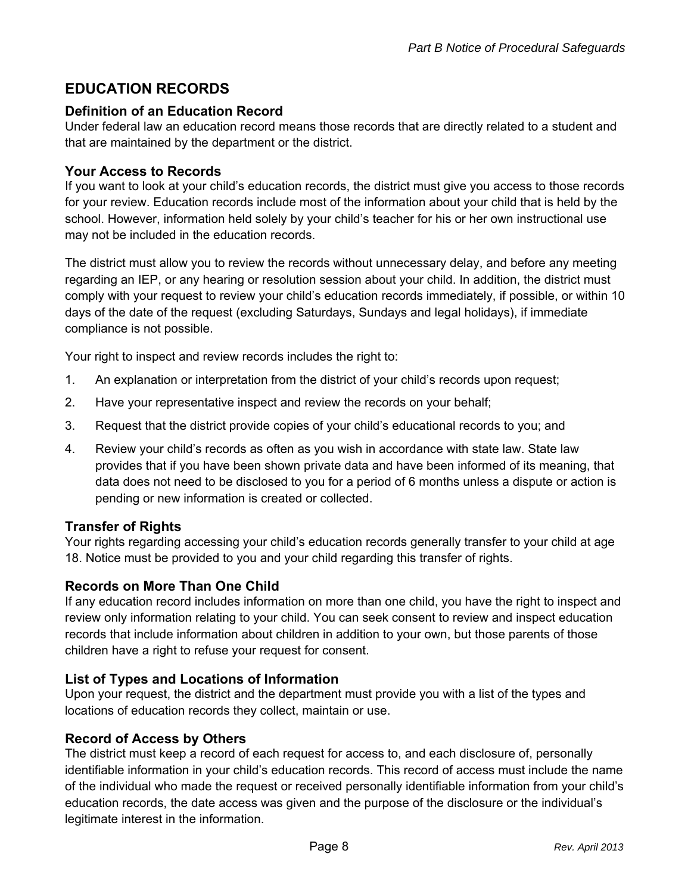## EDUCATION RECORDS

### Definition of an Education Record

Under federal law an education record means those records that are directly related to a student and that are maintained by the department or the district.

### Your Access to Records

If you want to look at your child's education records, the district must give you access to those records for your review. Education records include most of the information about your child that is held by the school. However, information held solely by your child's teacher for his or her own instructional use may not be included in the education records.

The district must allow you to review the records without unnecessary delay, and before any meeting regarding an IEP, or any hearing or resolution session about your child. In addition, the district must comply with your request to review your child's education records immediately, if possible, or within 10 days of the date of the request (excluding Saturdays, Sundays and legal holidays), if immediate compliance is not possible.

Your right to inspect and review records includes the right to:

1. An explanation or interpretation from the district of your child's records upon request;
2. Have your representative inspect and review the records on your behalf;
3. Request that the district provide copies of your child's educational records to you; and
4. Review your child's records as often as you wish in accordance with state law. State law provides that if you have been shown private data and have been informed of its meaning, that data does not need to be disclosed to you for a period of 6 months unless a dispute or action is pending or new information is created or collected.

### Transfer of Rights

Your rights regarding accessing your child's education records generally transfer to your child at age 18. Notice must be provided to you and your child regarding this transfer of rights.

### Records on More Than One Child

If any education record includes information on more than one child, you have the right to inspect and review only information relating to your child. You can seek consent to review and inspect education records that include information about children in addition to your own, but those parents of those children have a right to refuse your request for consent.

### List of Types and Locations of Information

Upon your request, the district and the department must provide you with a list of the types and locations of education records they collect, maintain or use.

### Record of Access by Others

The district must keep a record of each request for access to, and each disclosure of, personally identifiable information in your child's education records. This record of access must include the name of the individual who made the request or received personally identifiable information from your child's education records, the date access was given and the purpose of the disclosure or the individual's legitimate interest in the information.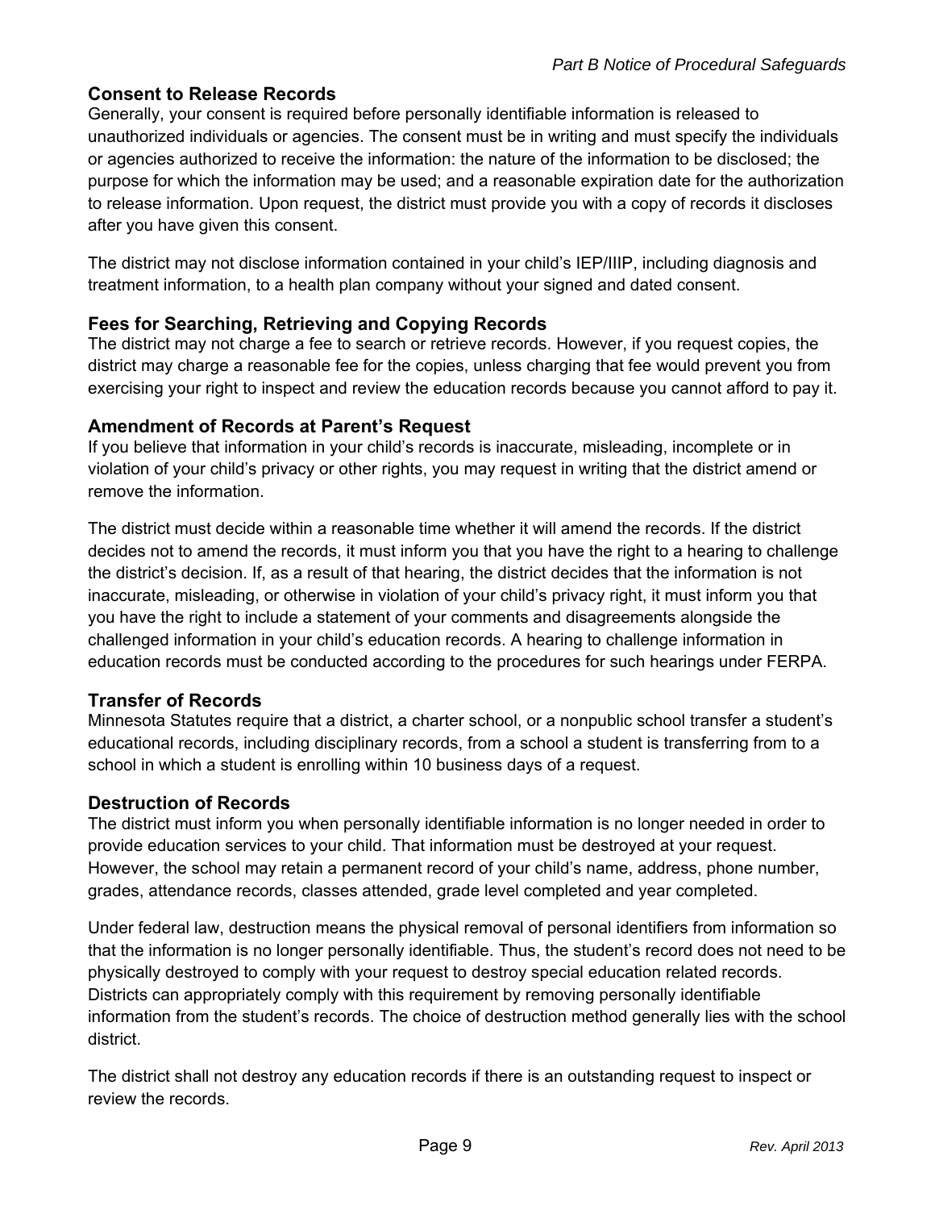## Consent to Release Records

Generally, your consent is required before personally identifiable information is released to unauthorized individuals or agencies. The consent must be in writing and must specify the individuals or agencies authorized to receive the information: the nature of the information to be disclosed; the purpose for which the information may be used; and a reasonable expiration date for the authorization to release information. Upon request, the district must provide you with a copy of records it discloses after you have given this consent.

The district may not disclose information contained in your child's IEP/IIIP, including diagnosis and treatment information, to a health plan company without your signed and dated consent.

## Fees for Searching, Retrieving and Copying Records

The district may not charge a fee to search or retrieve records. However, if you request copies, the district may charge a reasonable fee for the copies, unless charging that fee would prevent you from exercising your right to inspect and review the education records because you cannot afford to pay it.

## Amendment of Records at Parent's Request

If you believe that information in your child's records is inaccurate, misleading, incomplete or in violation of your child's privacy or other rights, you may request in writing that the district amend or remove the information.

The district must decide within a reasonable time whether it will amend the records. If the district decides not to amend the records, it must inform you that you have the right to a hearing to challenge the district's decision. If, as a result of that hearing, the district decides that the information is not inaccurate, misleading, or otherwise in violation of your child's privacy right, it must inform you that you have the right to include a statement of your comments and disagreements alongside the challenged information in your child's education records. A hearing to challenge information in education records must be conducted according to the procedures for such hearings under FERPA.

## Transfer of Records

Minnesota Statutes require that a district, a charter school, or a nonpublic school transfer a student's educational records, including disciplinary records, from a school a student is transferring from to a school in which a student is enrolling within 10 business days of a request.

## Destruction of Records

The district must inform you when personally identifiable information is no longer needed in order to provide education services to your child. That information must be destroyed at your request. However, the school may retain a permanent record of your child's name, address, phone number, grades, attendance records, classes attended, grade level completed and year completed.

Under federal law, destruction means the physical removal of personal identifiers from information so that the information is no longer personally identifiable. Thus, the student's record does not need to be physically destroyed to comply with your request to destroy special education related records. Districts can appropriately comply with this requirement by removing personally identifiable information from the student's records. The choice of destruction method generally lies with the school district.

The district shall not destroy any education records if there is an outstanding request to inspect or review the records.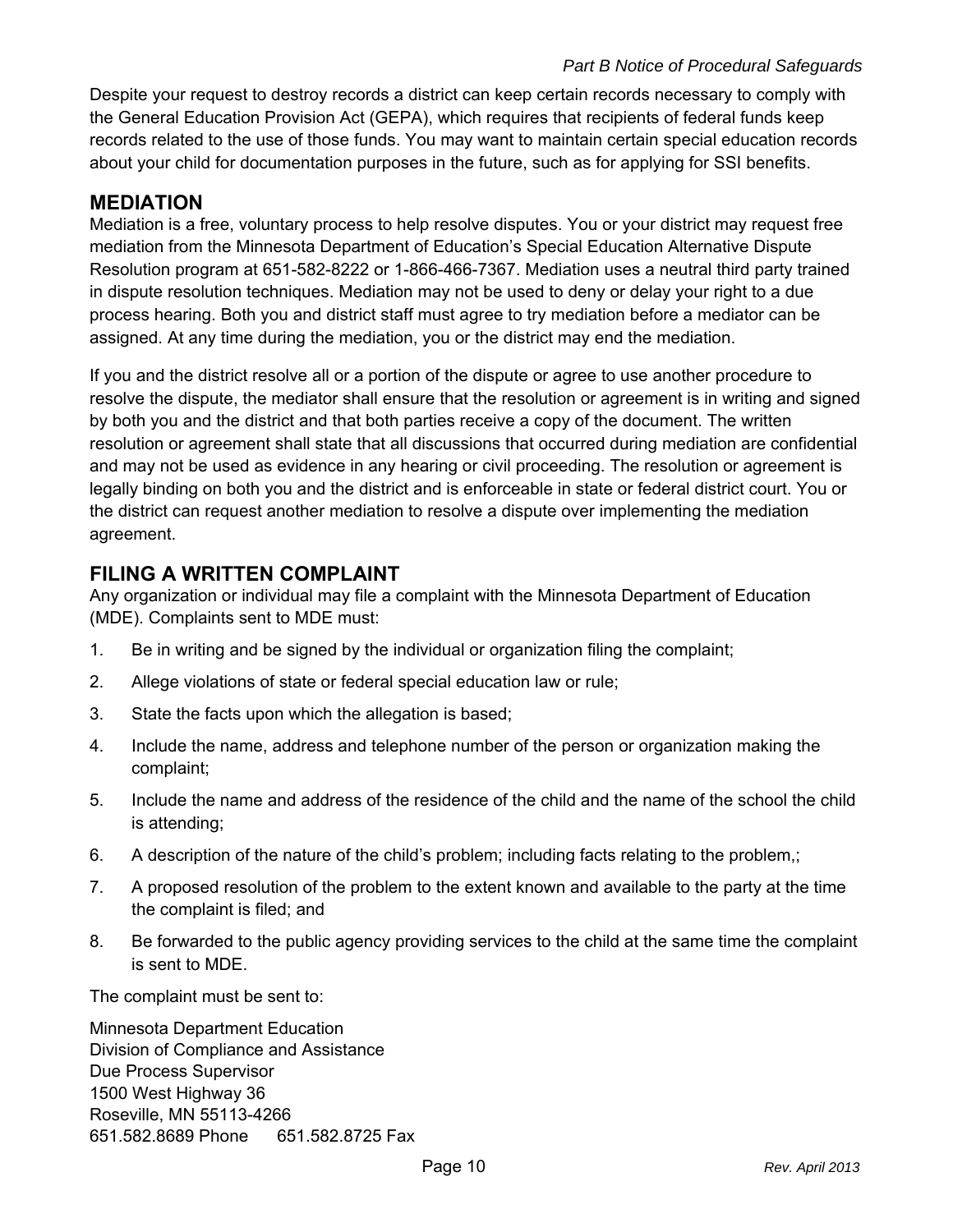Despite your request to destroy records a district can keep certain records necessary to comply with the General Education Provision Act (GEPA), which requires that recipients of federal funds keep records related to the use of those funds. You may want to maintain certain special education records about your child for documentation purposes in the future, such as for applying for SSI benefits.

## MEDIATION

Mediation is a free, voluntary process to help resolve disputes. You or your district may request free mediation from the Minnesota Department of Education's Special Education Alternative Dispute Resolution program at 651-582-8222 or 1-866-466-7367. Mediation uses a neutral third party trained in dispute resolution techniques. Mediation may not be used to deny or delay your right to a due process hearing. Both you and district staff must agree to try mediation before a mediator can be assigned. At any time during the mediation, you or the district may end the mediation.

If you and the district resolve all or a portion of the dispute or agree to use another procedure to resolve the dispute, the mediator shall ensure that the resolution or agreement is in writing and signed by both you and the district and that both parties receive a copy of the document. The written resolution or agreement shall state that all discussions that occurred during mediation are confidential and may not be used as evidence in any hearing or civil proceeding. The resolution or agreement is legally binding on both you and the district and is enforceable in state or federal district court. You or the district can request another mediation to resolve a dispute over implementing the mediation agreement.

## FILING A WRITTEN COMPLAINT

Any organization or individual may file a complaint with the Minnesota Department of Education (MDE). Complaints sent to MDE must:

1. Be in writing and be signed by the individual or organization filing the complaint;
2. Allege violations of state or federal special education law or rule;
3. State the facts upon which the allegation is based;
4. Include the name, address and telephone number of the person or organization making the complaint;
5. Include the name and address of the residence of the child and the name of the school the child is attending;
6. A description of the nature of the child's problem; including facts relating to the problem,;
7. A proposed resolution of the problem to the extent known and available to the party at the time the complaint is filed; and
8. Be forwarded to the public agency providing services to the child at the same time the complaint is sent to MDE.

The complaint must be sent to:

Minnesota Department Education
Division of Compliance and Assistance
Due Process Supervisor
1500 West Highway 36
Roseville, MN 55113-4266
651.582.8689 Phone 651.582.8725 Fax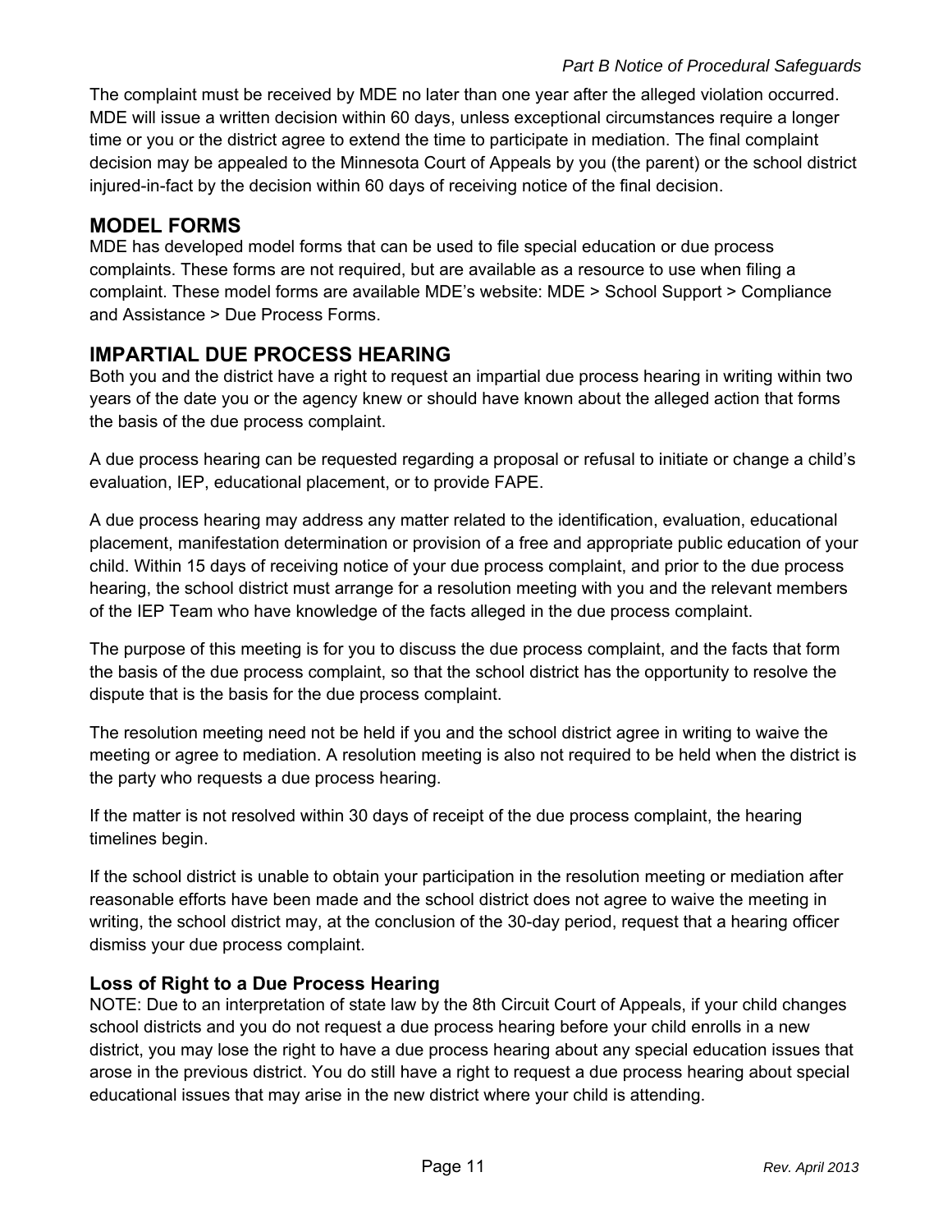The complaint must be received by MDE no later than one year after the alleged violation occurred. MDE will issue a written decision within 60 days, unless exceptional circumstances require a longer time or you or the district agree to extend the time to participate in mediation. The final complaint decision may be appealed to the Minnesota Court of Appeals by you (the parent) or the school district injured-in-fact by the decision within 60 days of receiving notice of the final decision.

## MODEL FORMS

MDE has developed model forms that can be used to file special education or due process complaints. These forms are not required, but are available as a resource to use when filing a complaint. These model forms are available MDE's website: MDE > School Support > Compliance and Assistance > Due Process Forms.

## IMPARTIAL DUE PROCESS HEARING

Both you and the district have a right to request an impartial due process hearing in writing within two years of the date you or the agency knew or should have known about the alleged action that forms the basis of the due process complaint.

A due process hearing can be requested regarding a proposal or refusal to initiate or change a child's evaluation, IEP, educational placement, or to provide FAPE.

A due process hearing may address any matter related to the identification, evaluation, educational placement, manifestation determination or provision of a free and appropriate public education of your child. Within 15 days of receiving notice of your due process complaint, and prior to the due process hearing, the school district must arrange for a resolution meeting with you and the relevant members of the IEP Team who have knowledge of the facts alleged in the due process complaint.

The purpose of this meeting is for you to discuss the due process complaint, and the facts that form the basis of the due process complaint, so that the school district has the opportunity to resolve the dispute that is the basis for the due process complaint.

The resolution meeting need not be held if you and the school district agree in writing to waive the meeting or agree to mediation. A resolution meeting is also not required to be held when the district is the party who requests a due process hearing.

If the matter is not resolved within 30 days of receipt of the due process complaint, the hearing timelines begin.

If the school district is unable to obtain your participation in the resolution meeting or mediation after reasonable efforts have been made and the school district does not agree to waive the meeting in writing, the school district may, at the conclusion of the 30-day period, request that a hearing officer dismiss your due process complaint.

### Loss of Right to a Due Process Hearing

NOTE: Due to an interpretation of state law by the 8th Circuit Court of Appeals, if your child changes school districts and you do not request a due process hearing before your child enrolls in a new district, you may lose the right to have a due process hearing about any special education issues that arose in the previous district. You do still have a right to request a due process hearing about special educational issues that may arise in the new district where your child is attending.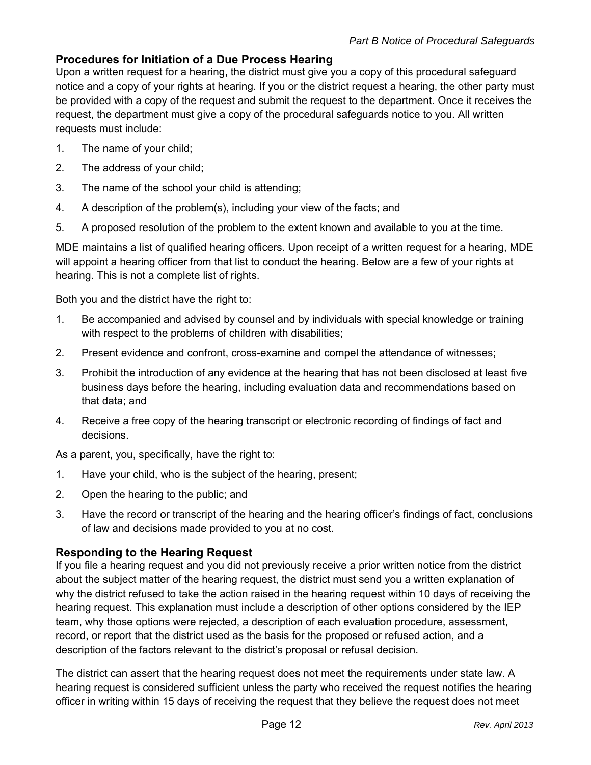## Procedures for Initiation of a Due Process Hearing

Upon a written request for a hearing, the district must give you a copy of this procedural safeguard notice and a copy of your rights at hearing. If you or the district request a hearing, the other party must be provided with a copy of the request and submit the request to the department. Once it receives the request, the department must give a copy of the procedural safeguards notice to you. All written requests must include:

1. The name of your child;
2. The address of your child;
3. The name of the school your child is attending;
4. A description of the problem(s), including your view of the facts; and
5. A proposed resolution of the problem to the extent known and available to you at the time.

MDE maintains a list of qualified hearing officers. Upon receipt of a written request for a hearing, MDE will appoint a hearing officer from that list to conduct the hearing. Below are a few of your rights at hearing. This is not a complete list of rights.

Both you and the district have the right to:

1. Be accompanied and advised by counsel and by individuals with special knowledge or training with respect to the problems of children with disabilities;
2. Present evidence and confront, cross-examine and compel the attendance of witnesses;
3. Prohibit the introduction of any evidence at the hearing that has not been disclosed at least five business days before the hearing, including evaluation data and recommendations based on that data; and
4. Receive a free copy of the hearing transcript or electronic recording of findings of fact and decisions.

As a parent, you, specifically, have the right to:

1. Have your child, who is the subject of the hearing, present;
2. Open the hearing to the public; and
3. Have the record or transcript of the hearing and the hearing officer's findings of fact, conclusions of law and decisions made provided to you at no cost.

## Responding to the Hearing Request

If you file a hearing request and you did not previously receive a prior written notice from the district about the subject matter of the hearing request, the district must send you a written explanation of why the district refused to take the action raised in the hearing request within 10 days of receiving the hearing request. This explanation must include a description of other options considered by the IEP team, why those options were rejected, a description of each evaluation procedure, assessment, record, or report that the district used as the basis for the proposed or refused action, and a description of the factors relevant to the district's proposal or refusal decision.

The district can assert that the hearing request does not meet the requirements under state law. A hearing request is considered sufficient unless the party who received the request notifies the hearing officer in writing within 15 days of receiving the request that they believe the request does not meet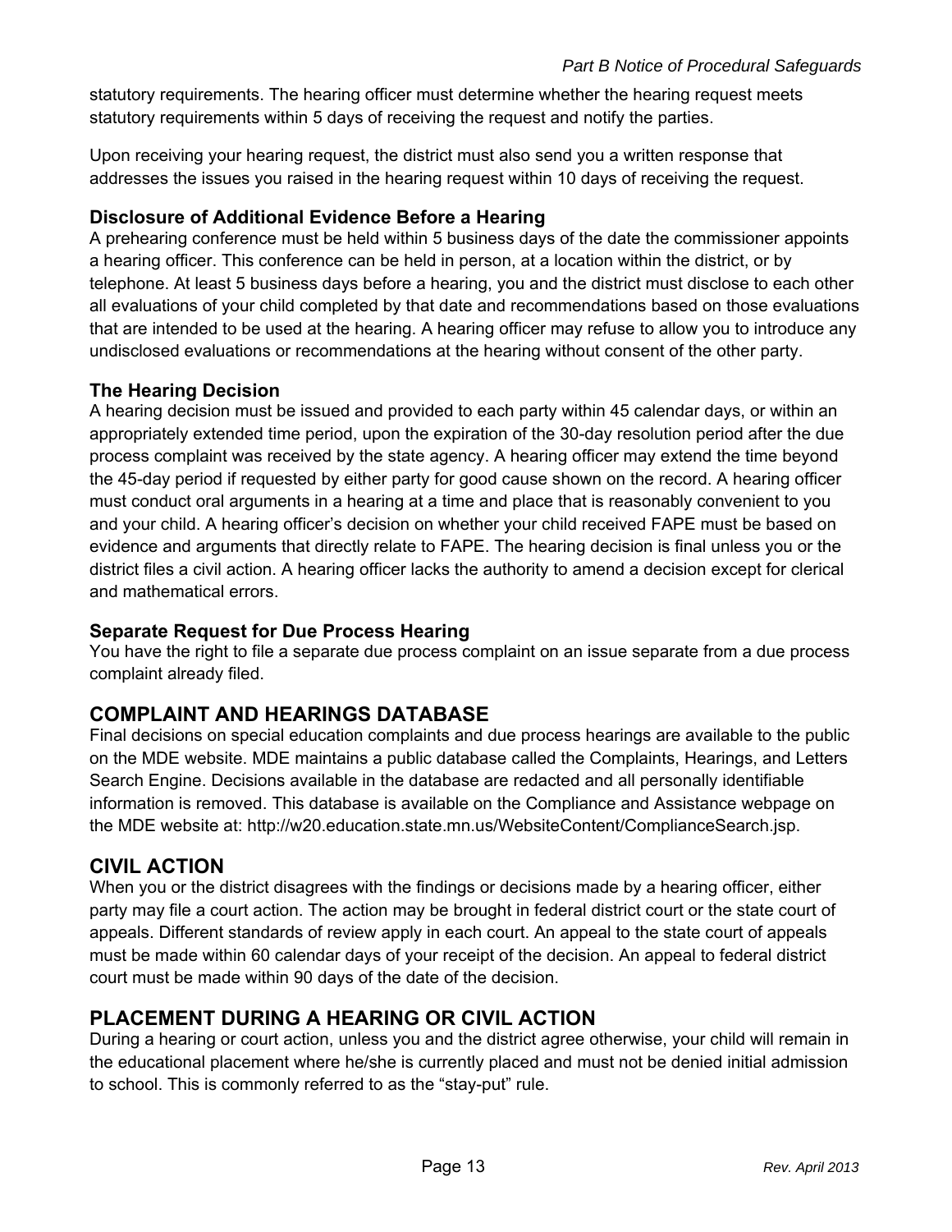statutory requirements. The hearing officer must determine whether the hearing request meets statutory requirements within 5 days of receiving the request and notify the parties.

Upon receiving your hearing request, the district must also send you a written response that addresses the issues you raised in the hearing request within 10 days of receiving the request.

### Disclosure of Additional Evidence Before a Hearing

A prehearing conference must be held within 5 business days of the date the commissioner appoints a hearing officer. This conference can be held in person, at a location within the district, or by telephone. At least 5 business days before a hearing, you and the district must disclose to each other all evaluations of your child completed by that date and recommendations based on those evaluations that are intended to be used at the hearing. A hearing officer may refuse to allow you to introduce any undisclosed evaluations or recommendations at the hearing without consent of the other party.

### The Hearing Decision

A hearing decision must be issued and provided to each party within 45 calendar days, or within an appropriately extended time period, upon the expiration of the 30-day resolution period after the due process complaint was received by the state agency. A hearing officer may extend the time beyond the 45-day period if requested by either party for good cause shown on the record. A hearing officer must conduct oral arguments in a hearing at a time and place that is reasonably convenient to you and your child. A hearing officer's decision on whether your child received FAPE must be based on evidence and arguments that directly relate to FAPE. The hearing decision is final unless you or the district files a civil action. A hearing officer lacks the authority to amend a decision except for clerical and mathematical errors.

### Separate Request for Due Process Hearing

You have the right to file a separate due process complaint on an issue separate from a due process complaint already filed.

## COMPLAINT AND HEARINGS DATABASE

Final decisions on special education complaints and due process hearings are available to the public on the MDE website. MDE maintains a public database called the Complaints, Hearings, and Letters Search Engine. Decisions available in the database are redacted and all personally identifiable information is removed. This database is available on the Compliance and Assistance webpage on the MDE website at: http://w20.education.state.mn.us/WebsiteContent/ComplianceSearch.jsp.

## CIVIL ACTION

When you or the district disagrees with the findings or decisions made by a hearing officer, either party may file a court action. The action may be brought in federal district court or the state court of appeals. Different standards of review apply in each court. An appeal to the state court of appeals must be made within 60 calendar days of your receipt of the decision. An appeal to federal district court must be made within 90 days of the date of the decision.

## PLACEMENT DURING A HEARING OR CIVIL ACTION

During a hearing or court action, unless you and the district agree otherwise, your child will remain in the educational placement where he/she is currently placed and must not be denied initial admission to school. This is commonly referred to as the "stay-put" rule.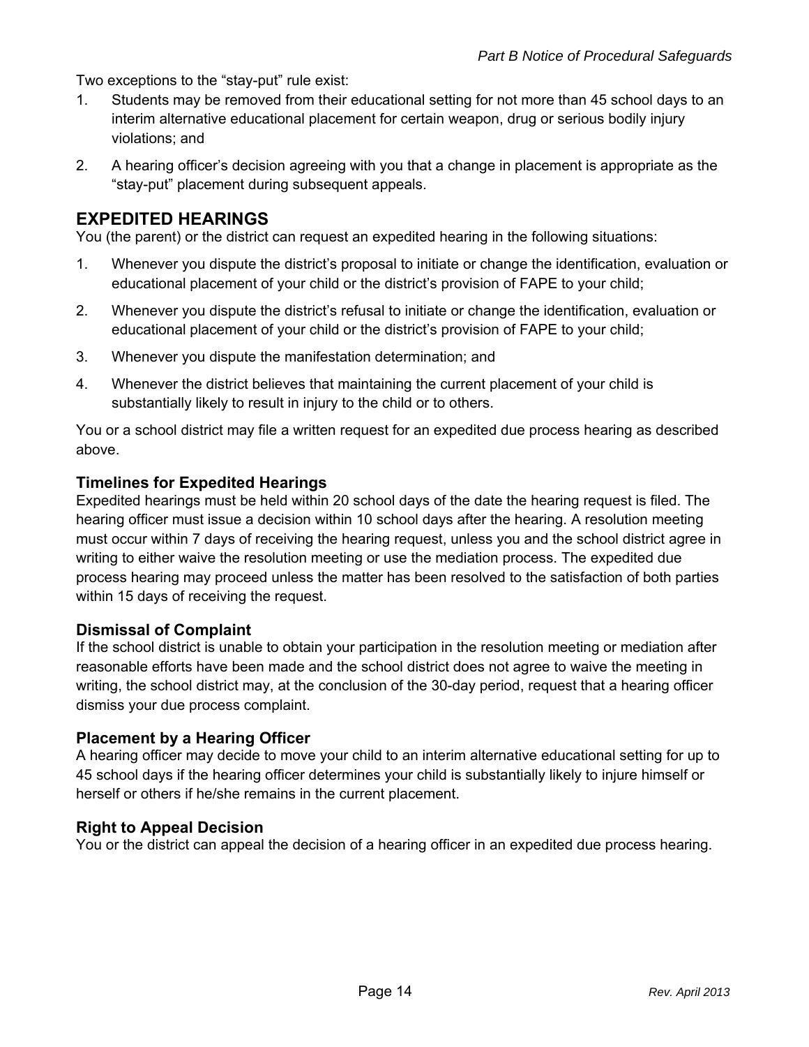Two exceptions to the "stay-put" rule exist:

1. Students may be removed from their educational setting for not more than 45 school days to an interim alternative educational placement for certain weapon, drug or serious bodily injury violations; and
2. A hearing officer's decision agreeing with you that a change in placement is appropriate as the "stay-put" placement during subsequent appeals.

## EXPEDITED HEARINGS

You (the parent) or the district can request an expedited hearing in the following situations:

1. Whenever you dispute the district's proposal to initiate or change the identification, evaluation or educational placement of your child or the district's provision of FAPE to your child;
2. Whenever you dispute the district's refusal to initiate or change the identification, evaluation or educational placement of your child or the district's provision of FAPE to your child;
3. Whenever you dispute the manifestation determination; and
4. Whenever the district believes that maintaining the current placement of your child is substantially likely to result in injury to the child or to others.

You or a school district may file a written request for an expedited due process hearing as described above.

### Timelines for Expedited Hearings

Expedited hearings must be held within 20 school days of the date the hearing request is filed. The hearing officer must issue a decision within 10 school days after the hearing. A resolution meeting must occur within 7 days of receiving the hearing request, unless you and the school district agree in writing to either waive the resolution meeting or use the mediation process. The expedited due process hearing may proceed unless the matter has been resolved to the satisfaction of both parties within 15 days of receiving the request.

### Dismissal of Complaint

If the school district is unable to obtain your participation in the resolution meeting or mediation after reasonable efforts have been made and the school district does not agree to waive the meeting in writing, the school district may, at the conclusion of the 30-day period, request that a hearing officer dismiss your due process complaint.

### Placement by a Hearing Officer

A hearing officer may decide to move your child to an interim alternative educational setting for up to 45 school days if the hearing officer determines your child is substantially likely to injure himself or herself or others if he/she remains in the current placement.

### Right to Appeal Decision

You or the district can appeal the decision of a hearing officer in an expedited due process hearing.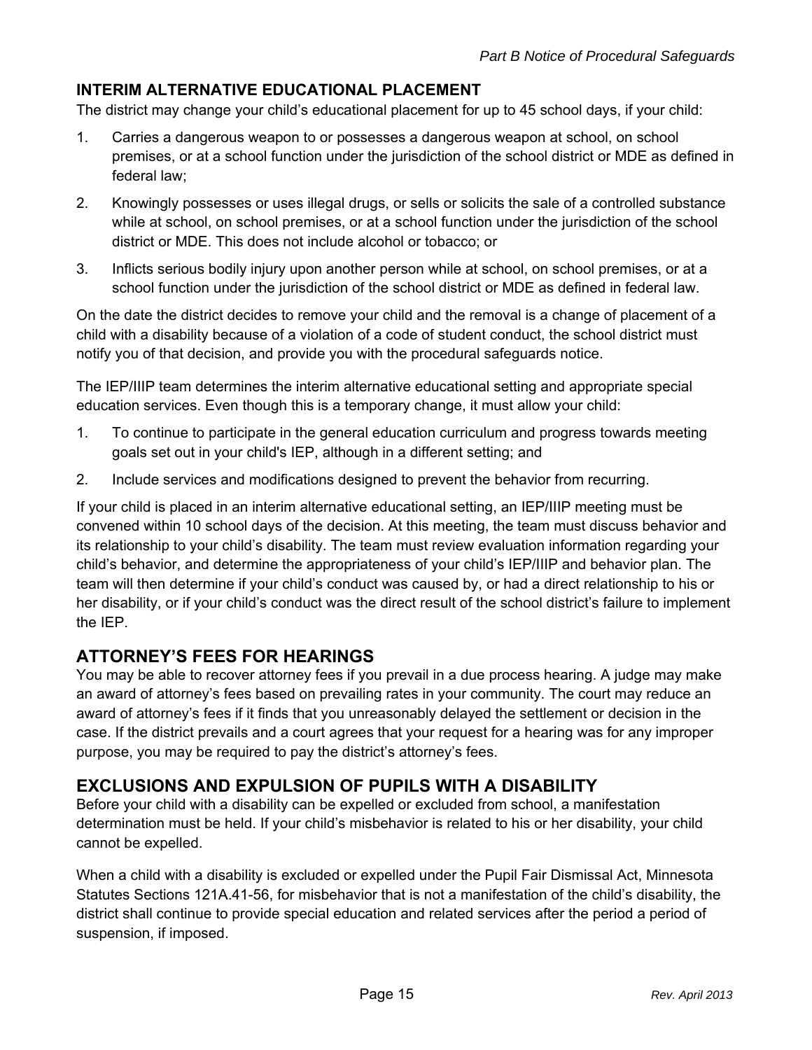## INTERIM ALTERNATIVE EDUCATIONAL PLACEMENT

The district may change your child's educational placement for up to 45 school days, if your child:

1. Carries a dangerous weapon to or possesses a dangerous weapon at school, on school premises, or at a school function under the jurisdiction of the school district or MDE as defined in federal law;
2. Knowingly possesses or uses illegal drugs, or sells or solicits the sale of a controlled substance while at school, on school premises, or at a school function under the jurisdiction of the school district or MDE. This does not include alcohol or tobacco; or
3. Inflicts serious bodily injury upon another person while at school, on school premises, or at a school function under the jurisdiction of the school district or MDE as defined in federal law.

On the date the district decides to remove your child and the removal is a change of placement of a child with a disability because of a violation of a code of student conduct, the school district must notify you of that decision, and provide you with the procedural safeguards notice.

The IEP/IIIP team determines the interim alternative educational setting and appropriate special education services. Even though this is a temporary change, it must allow your child:

1. To continue to participate in the general education curriculum and progress towards meeting goals set out in your child's IEP, although in a different setting; and
2. Include services and modifications designed to prevent the behavior from recurring.

If your child is placed in an interim alternative educational setting, an IEP/IIIP meeting must be convened within 10 school days of the decision. At this meeting, the team must discuss behavior and its relationship to your child's disability. The team must review evaluation information regarding your child's behavior, and determine the appropriateness of your child's IEP/IIIP and behavior plan. The team will then determine if your child's conduct was caused by, or had a direct relationship to his or her disability, or if your child's conduct was the direct result of the school district's failure to implement the IEP.

## ATTORNEY'S FEES FOR HEARINGS

You may be able to recover attorney fees if you prevail in a due process hearing. A judge may make an award of attorney's fees based on prevailing rates in your community. The court may reduce an award of attorney's fees if it finds that you unreasonably delayed the settlement or decision in the case. If the district prevails and a court agrees that your request for a hearing was for any improper purpose, you may be required to pay the district's attorney's fees.

## EXCLUSIONS AND EXPULSION OF PUPILS WITH A DISABILITY

Before your child with a disability can be expelled or excluded from school, a manifestation determination must be held. If your child's misbehavior is related to his or her disability, your child cannot be expelled.

When a child with a disability is excluded or expelled under the Pupil Fair Dismissal Act, Minnesota Statutes Sections 121A.41-56, for misbehavior that is not a manifestation of the child's disability, the district shall continue to provide special education and related services after the period a period of suspension, if imposed.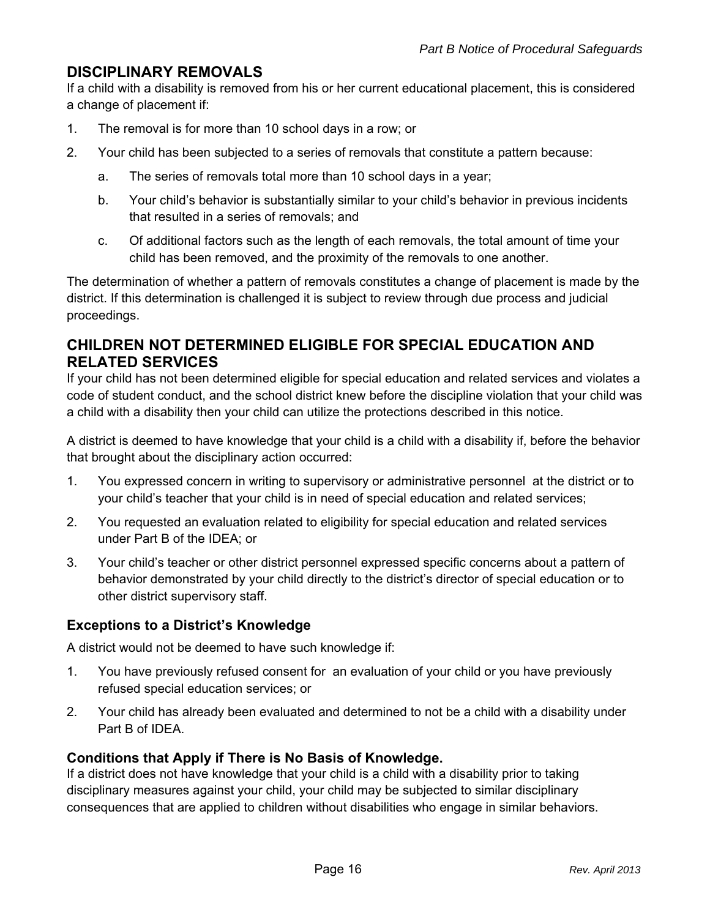## DISCIPLINARY REMOVALS

If a child with a disability is removed from his or her current educational placement, this is considered a change of placement if:

1. The removal is for more than 10 school days in a row; or
2. Your child has been subjected to a series of removals that constitute a pattern because:
   a. The series of removals total more than 10 school days in a year;
   b. Your child's behavior is substantially similar to your child's behavior in previous incidents that resulted in a series of removals; and
   c. Of additional factors such as the length of each removals, the total amount of time your child has been removed, and the proximity of the removals to one another.

The determination of whether a pattern of removals constitutes a change of placement is made by the district. If this determination is challenged it is subject to review through due process and judicial proceedings.

## CHILDREN NOT DETERMINED ELIGIBLE FOR SPECIAL EDUCATION AND RELATED SERVICES

If your child has not been determined eligible for special education and related services and violates a code of student conduct, and the school district knew before the discipline violation that your child was a child with a disability then your child can utilize the protections described in this notice.

A district is deemed to have knowledge that your child is a child with a disability if, before the behavior that brought about the disciplinary action occurred:

1. You expressed concern in writing to supervisory or administrative personnel at the district or to your child's teacher that your child is in need of special education and related services;
2. You requested an evaluation related to eligibility for special education and related services under Part B of the IDEA; or
3. Your child's teacher or other district personnel expressed specific concerns about a pattern of behavior demonstrated by your child directly to the district's director of special education or to other district supervisory staff.

### Exceptions to a District's Knowledge

A district would not be deemed to have such knowledge if:

1. You have previously refused consent for an evaluation of your child or you have previously refused special education services; or
2. Your child has already been evaluated and determined to not be a child with a disability under Part B of IDEA.

### Conditions that Apply if There is No Basis of Knowledge.

If a district does not have knowledge that your child is a child with a disability prior to taking disciplinary measures against your child, your child may be subjected to similar disciplinary consequences that are applied to children without disabilities who engage in similar behaviors.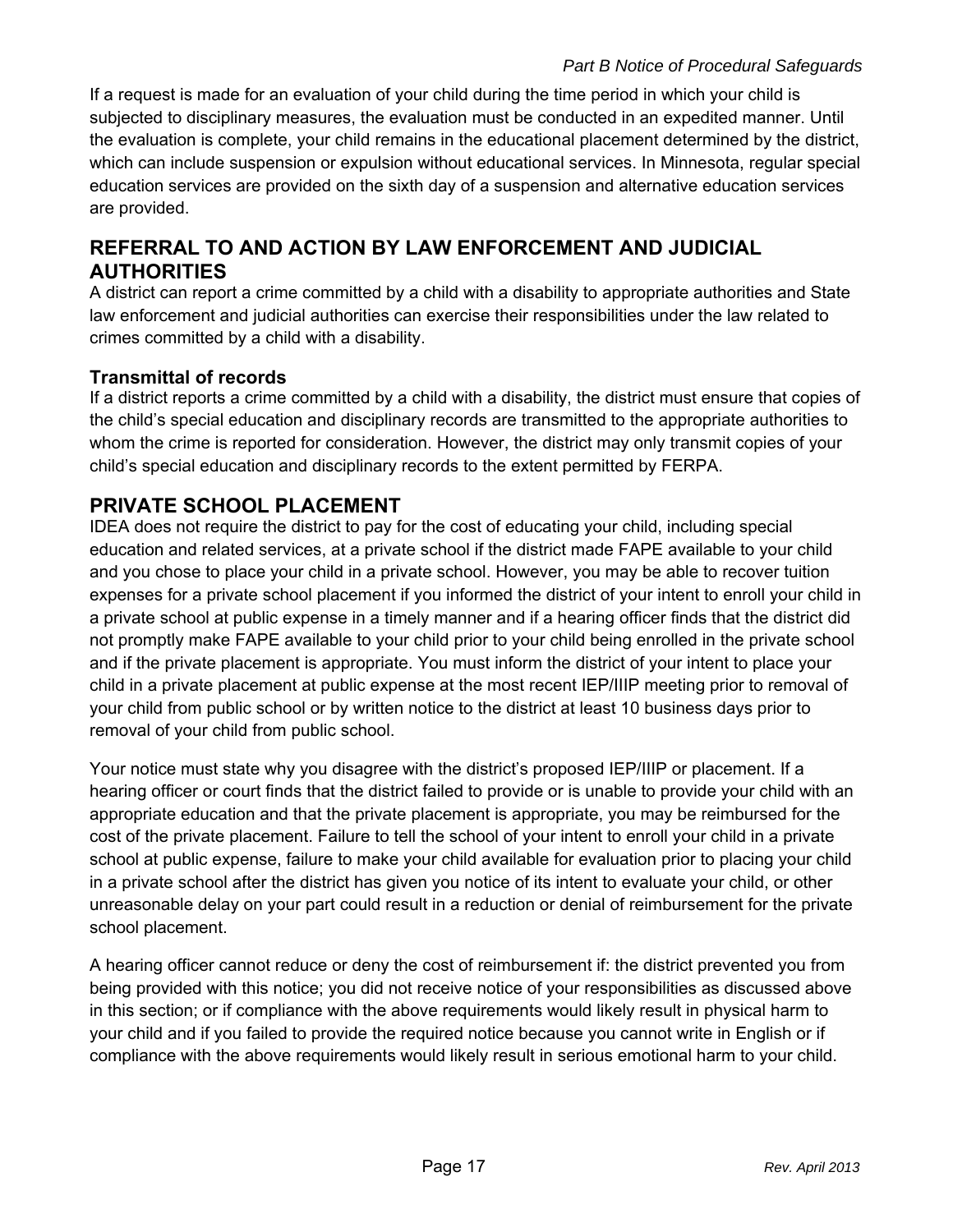If a request is made for an evaluation of your child during the time period in which your child is subjected to disciplinary measures, the evaluation must be conducted in an expedited manner. Until the evaluation is complete, your child remains in the educational placement determined by the district, which can include suspension or expulsion without educational services. In Minnesota, regular special education services are provided on the sixth day of a suspension and alternative education services are provided.

## REFERRAL TO AND ACTION BY LAW ENFORCEMENT AND JUDICIAL AUTHORITIES

A district can report a crime committed by a child with a disability to appropriate authorities and State law enforcement and judicial authorities can exercise their responsibilities under the law related to crimes committed by a child with a disability.

### Transmittal of records

If a district reports a crime committed by a child with a disability, the district must ensure that copies of the child's special education and disciplinary records are transmitted to the appropriate authorities to whom the crime is reported for consideration. However, the district may only transmit copies of your child's special education and disciplinary records to the extent permitted by FERPA.

## PRIVATE SCHOOL PLACEMENT

IDEA does not require the district to pay for the cost of educating your child, including special education and related services, at a private school if the district made FAPE available to your child and you chose to place your child in a private school. However, you may be able to recover tuition expenses for a private school placement if you informed the district of your intent to enroll your child in a private school at public expense in a timely manner and if a hearing officer finds that the district did not promptly make FAPE available to your child prior to your child being enrolled in the private school and if the private placement is appropriate. You must inform the district of your intent to place your child in a private placement at public expense at the most recent IEP/IIIP meeting prior to removal of your child from public school or by written notice to the district at least 10 business days prior to removal of your child from public school.

Your notice must state why you disagree with the district's proposed IEP/IIIP or placement. If a hearing officer or court finds that the district failed to provide or is unable to provide your child with an appropriate education and that the private placement is appropriate, you may be reimbursed for the cost of the private placement. Failure to tell the school of your intent to enroll your child in a private school at public expense, failure to make your child available for evaluation prior to placing your child in a private school after the district has given you notice of its intent to evaluate your child, or other unreasonable delay on your part could result in a reduction or denial of reimbursement for the private school placement.

A hearing officer cannot reduce or deny the cost of reimbursement if: the district prevented you from being provided with this notice; you did not receive notice of your responsibilities as discussed above in this section; or if compliance with the above requirements would likely result in physical harm to your child and if you failed to provide the required notice because you cannot write in English or if compliance with the above requirements would likely result in serious emotional harm to your child.